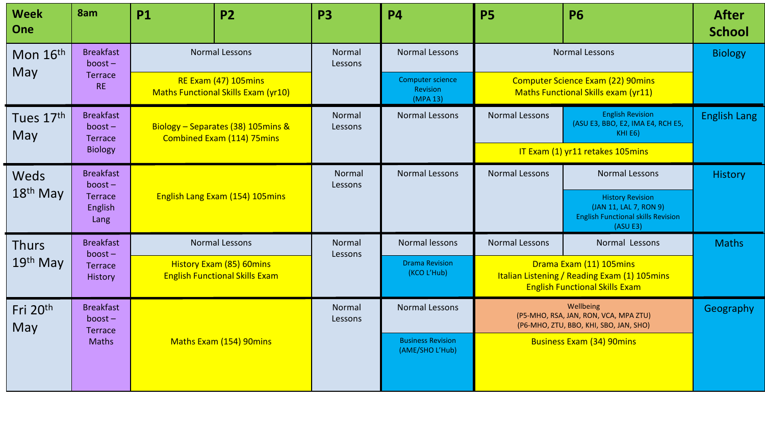| Week One | 8am | P1 | P2 | P3 | P4 | P5 | P6 | After School |
|---|---|---|---|---|---|---|---|---|
| Mon 16th May | Breakfast boost – Terrace RE | Normal Lessons<br>RE Exam (47) 105mins<br>Maths Functional Skills Exam (yr10) | | Normal Lessons | Normal Lessons<br>Computer science Revision (MPA 13) | Normal Lessons<br>Computer Science Exam (22) 90mins<br>Maths Functional Skills exam (yr11) | | Biology |
| Tues 17th May | Breakfast boost – Terrace Biology | Biology – Separates (38) 105mins & Combined Exam (114) 75mins | | Normal Lessons | Normal Lessons | Normal Lessons<br>IT Exam (1) yr11 retakes 105mins | English Revision (ASU E3, BBO, E2, IMA E4, RCH E5, KHI E6) | English Lang |
| Weds 18th May | Breakfast boost – Terrace English Lang | English Lang Exam (154) 105mins | | Normal Lessons | Normal Lessons | Normal Lessons | Normal Lessons<br>History Revision (JAN 11, LAL 7, RON 9)<br>English Functional skills Revision (ASU E3) | History |
| Thurs 19th May | Breakfast boost – Terrace History | Normal Lessons<br>History Exam (85) 60mins<br>English Functional Skills Exam | | Normal Lessons | Normal lessons<br>Drama Revision (KCO L'Hub) | Normal Lessons<br>Drama Exam (11) 105mins<br>Italian Listening / Reading Exam (1) 105mins<br>English Functional Skills Exam | Normal Lessons | Maths |
| Fri 20th May | Breakfast boost – Terrace Maths | Maths Exam (154) 90mins | | Normal Lessons | Normal Lessons<br>Business Revision (AME/SHO L'Hub) | Wellbeing<br>(P5-MHO, RSA, JAN, RON, VCA, MPA ZTU)<br>(P6-MHO, ZTU, BBO, KHI, SBO, JAN, SHO)<br>Business Exam (34) 90mins | | Geography |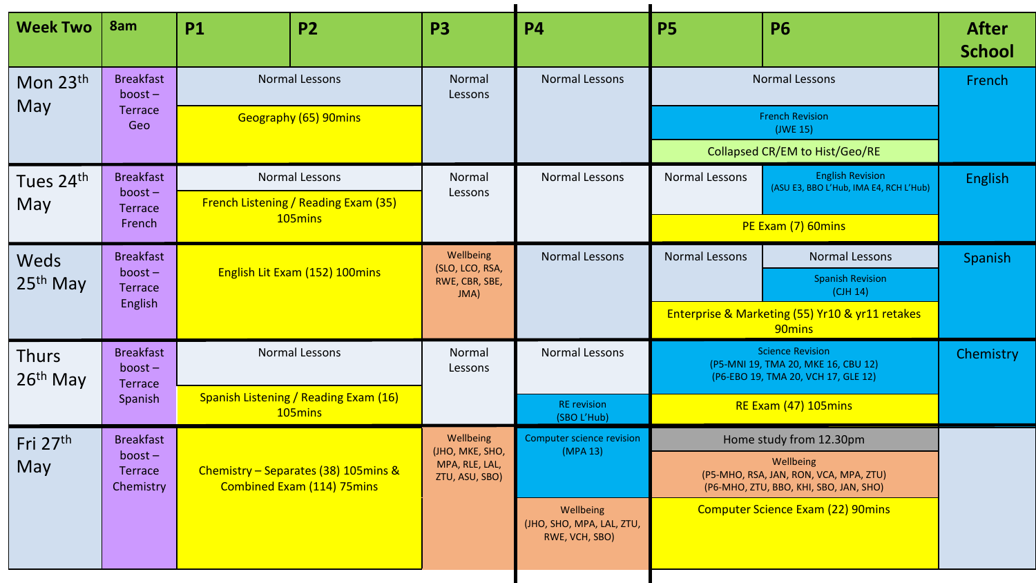| Week Two | 8am | P1 | P2 | P3 | P4 | P5 | P6 | After School |
|---|---|---|---|---|---|---|---|---|
| Mon 23rd May | Breakfast boost – Terrace Geo | Normal Lessons<br>Geography (65) 90mins | | Normal Lessons | Normal Lessons | Normal Lessons<br>French Revision (JWE 15)<br>Collapsed CR/EM to Hist/Geo/RE | | French |
| Tues 24th May | Breakfast boost – Terrace French | Normal Lessons<br>French Listening / Reading Exam (35) 105mins | | Normal Lessons | Normal Lessons | Normal Lessons | English Revision (ASU E3, BBO L'Hub, IMA E4, RCH L'Hub) | English |
| | | | | | | PE Exam (7) 60mins | | |
| Weds 25th May | Breakfast boost – Terrace English | English Lit Exam (152) 100mins | | Wellbeing (SLO, LCO, RSA, RWE, CBR, SBE, JMA) | Normal Lessons | Normal Lessons | Normal Lessons<br>Spanish Revision (CJH 14) | Spanish |
| | | | | | | Enterprise & Marketing (55) Yr10 & yr11 retakes 90mins | | |
| Thurs 26th May | Breakfast boost – Terrace Spanish | Normal Lessons<br>Spanish Listening / Reading Exam (16) 105mins | | Normal Lessons | Normal Lessons<br>RE revision (SBO L'Hub) | Science Revision (P5-MNI 19, TMA 20, MKE 16, CBU 12) (P6-EBO 19, TMA 20, VCH 17, GLE 12)<br>RE Exam (47) 105mins | | Chemistry |
| Fri 27th May | Breakfast boost – Terrace Chemistry | Chemistry – Separates (38) 105mins & Combined Exam (114) 75mins | | Wellbeing (JHO, MKE, SHO, MPA, RLE, LAL, ZTU, ASU, SBO) | Computer science revision (MPA 13)<br>Wellbeing (JHO, SHO, MPA, LAL, ZTU, RWE, VCH, SBO) | Home study from 12.30pm<br>Wellbeing (P5-MHO, RSA, JAN, RON, VCA, MPA, ZTU) (P6-MHO, ZTU, BBO, KHI, SBO, JAN, SHO)<br>Computer Science Exam (22) 90mins | | |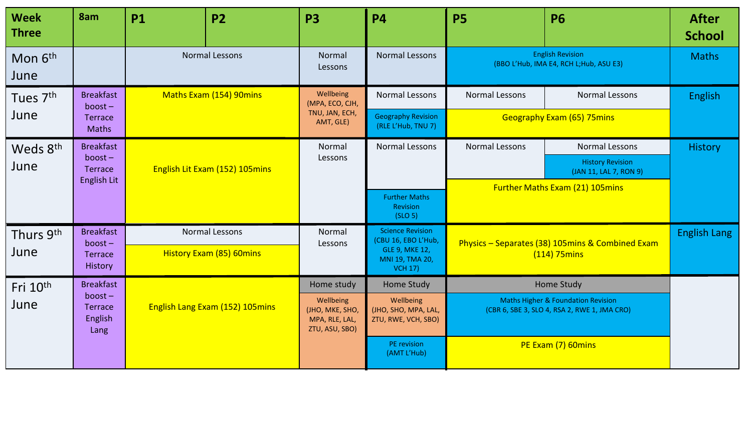| Week Three | 8am | P1 | P2 | P3 | P4 | P5 | P6 | After School |
|---|---|---|---|---|---|---|---|---|
| Mon 6th June | | Normal Lessons | | Normal Lessons | Normal Lessons | English Revision (BBO L'Hub, IMA E4, RCH L;Hub, ASU E3) | | Maths |
| Tues 7th June | Breakfast boost – Terrace Maths | Maths Exam (154) 90mins | | Wellbeing (MPA, ECO, CJH, TNU, JAN, ECH, AMT, GLE) | Normal Lessons / Geography Revision (RLE L'Hub, TNU 7) | Normal Lessons / Geography Exam (65) 75mins | Normal Lessons / Geography Exam (65) 75mins | English |
| Weds 8th June | Breakfast boost – Terrace English Lit | English Lit Exam (152) 105mins | | Normal Lessons | Normal Lessons / Further Maths Revision (SLO 5) | Normal Lessons / Further Maths Exam (21) 105mins | Normal Lessons / History Revision (JAN 11, LAL 7, RON 9) / Further Maths Exam (21) 105mins | History |
| Thurs 9th June | Breakfast boost – Terrace History | Normal Lessons / History Exam (85) 60mins | | Normal Lessons | Science Revision (CBU 16, EBO L'Hub, GLE 9, MKE 12, MNI 19, TMA 20, VCH 17) | Physics – Separates (38) 105mins & Combined Exam (114) 75mins | | English Lang |
| Fri 10th June | Breakfast boost – Terrace English Lang | English Lang Exam (152) 105mins | | Home study / Wellbeing (JHO, MKE, SHO, MPA, RLE, LAL, ZTU, ASU, SBO) | Home Study / Wellbeing (JHO, SHO, MPA, LAL, ZTU, RWE, VCH, SBO) / PE revision (AMT L'Hub) | Home Study / Maths Higher & Foundation Revision (CBR 6, SBE 3, SLO 4, RSA 2, RWE 1, JMA CRO) / PE Exam (7) 60mins | | |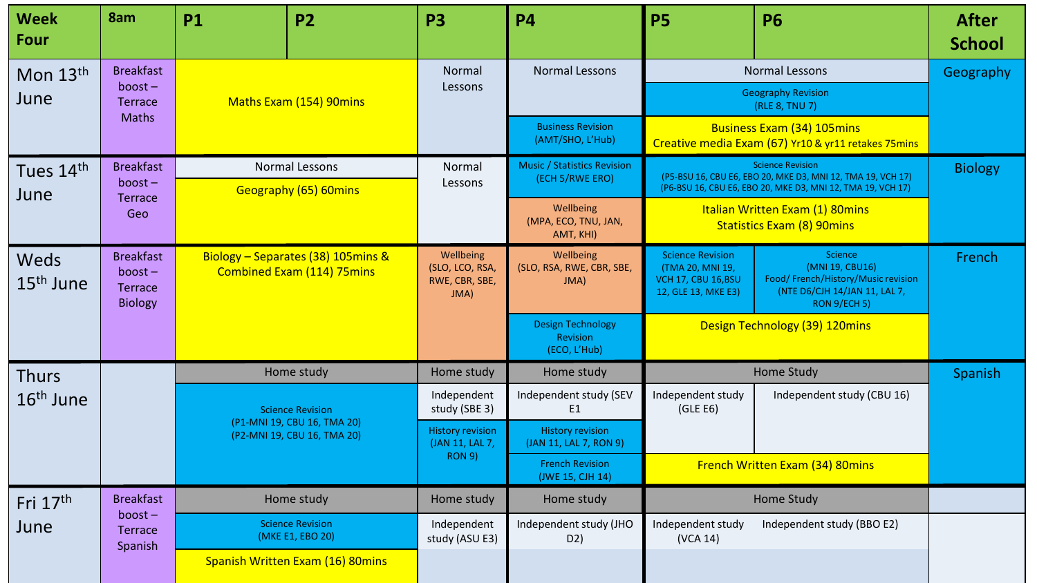| Week Four | 8am | P1 | P2 | P3 | P4 | P5 | P6 | After School |
|---|---|---|---|---|---|---|---|---|
| Mon 13th June | Breakfast boost – Terrace Maths | Maths Exam (154) 90mins | | Normal Lessons | Normal Lessons<br>Business Revision (AMT/SHO, L'Hub) | Normal Lessons<br>Geography Revision (RLE 8, TNU 7)<br>Business Exam (34) 105mins<br>Creative media Exam (67) Yr10 & yr11 retakes 75mins | | Geography |
| Tues 14th June | Breakfast boost – Terrace Geo | Normal Lessons<br>Geography (65) 60mins | | Normal Lessons | Music / Statistics Revision (ECH 5/RWE ERO)<br>Wellbeing (MPA, ECO, TNU, JAN, AMT, KHI) | Science Revision (P5-BSU 16, CBU E6, EBO 20, MKE D3, MNI 12, TMA 19, VCH 17) (P6-BSU 16, CBU E6, EBO 20, MKE D3, MNI 12, TMA 19, VCH 17)<br>Italian Written Exam (1) 80mins<br>Statistics Exam (8) 90mins | | Biology |
| Weds 15th June | Breakfast boost – Terrace Biology | Biology – Separates (38) 105mins & Combined Exam (114) 75mins | | Wellbeing (SLO, LCO, RSA, RWE, CBR, SBE, JMA) | Wellbeing (SLO, RSA, RWE, CBR, SBE, JMA)<br>Design Technology Revision (ECO, L'Hub) | Science Revision (TMA 20, MNI 19, VCH 17, CBU 16,BSU 12, GLE 13, MKE E3)<br>Design Technology (39) 120mins | Science (MNI 19, CBU16) Food/ French/History/Music revision (NTE D6/CJH 14/JAN 11, LAL 7, RON 9/ECH 5) | French |
| Thurs 16th June | | Home study<br>Science Revision (P1-MNI 19, CBU 16, TMA 20) (P2-MNI 19, CBU 16, TMA 20) | | Home study<br>Independent study (SBE 3)<br>History revision (JAN 11, LAL 7, RON 9) | Home study<br>Independent study (SEV E1)<br>History revision (JAN 11, LAL 7, RON 9)<br>French Revision (JWE 15, CJH 14) | Home Study<br>Independent study (GLE E6)<br>French Written Exam (34) 80mins | Independent study (CBU 16) | Spanish |
| Fri 17th June | Breakfast boost – Terrace Spanish | Home study<br>Science Revision (MKE E1, EBO 20)<br>Spanish Written Exam (16) 80mins | | Home study<br>Independent study (ASU E3) | Home study<br>Independent study (JHO D2) | Home Study<br>Independent study (VCA 14) | Independent study (BBO E2) | |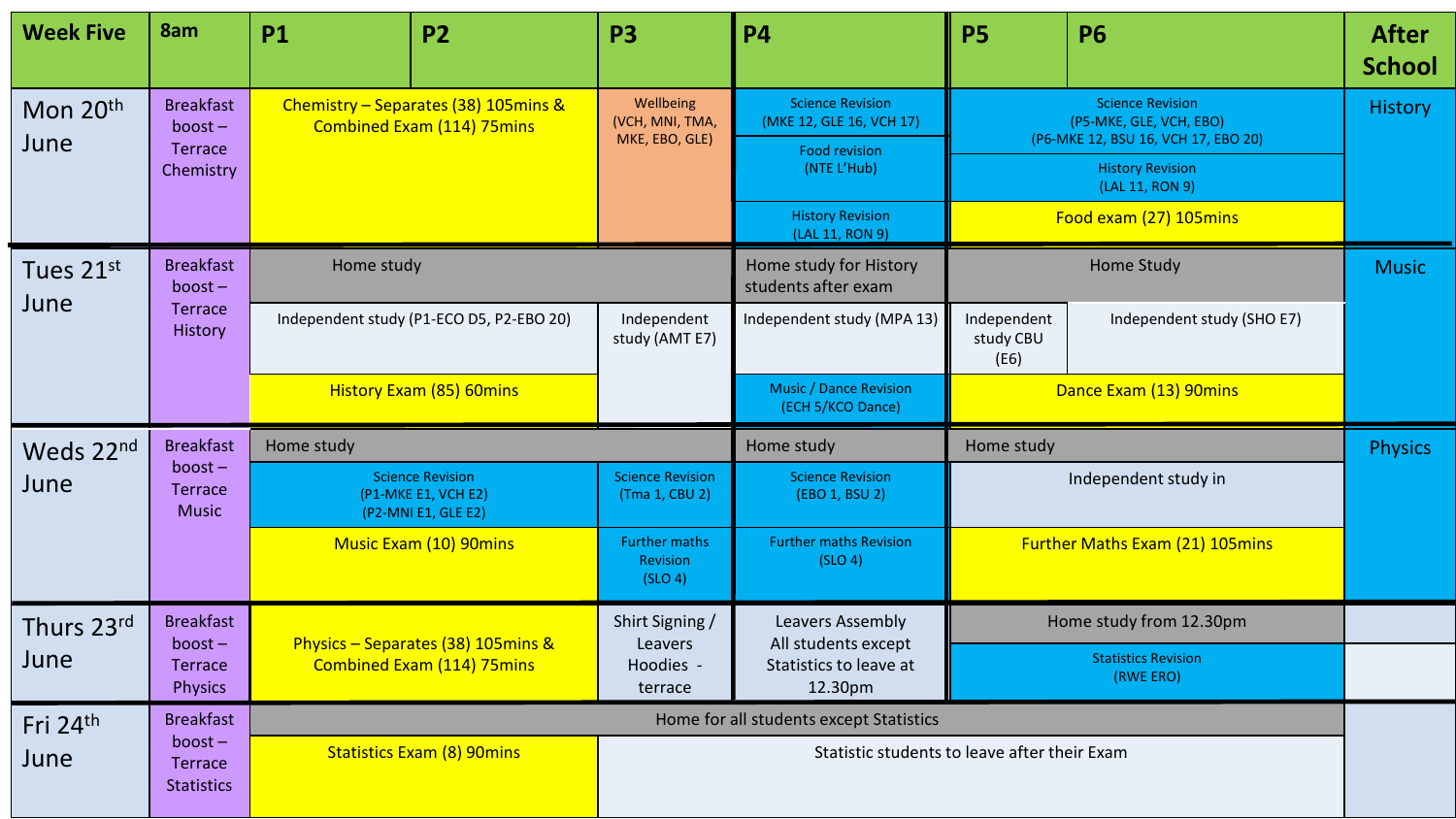| Week Five | 8am | P1 | P2 | P3 | P4 | P5 | P6 | After School |
|---|---|---|---|---|---|---|---|---|
| Mon 20th June | Breakfast boost – Terrace Chemistry | Chemistry – Separates (38) 105mins & Combined Exam (114) 75mins | | Wellbeing (VCH, MNI, TMA, MKE, EBO, GLE) | Science Revision (MKE 12, GLE 16, VCH 17)<br>Food revision (NTE L'Hub)<br>History Revision (LAL 11, RON 9) | Science Revision (P5-MKE, GLE, VCH, EBO) (P6-MKE 12, BSU 16, VCH 17, EBO 20)<br>History Revision (LAL 11, RON 9)<br>Food exam (27) 105mins | | History |
| Tues 21st June | Breakfast boost – Terrace History | Home study<br>Independent study (P1-ECO D5, P2-EBO 20)<br>History Exam (85) 60mins | | Independent study (AMT E7) | Home study for History students after exam<br>Independent study (MPA 13)<br>Music / Dance Revision (ECH 5/KCO Dance) | Home Study<br>Independent study CBU (E6)<br>Dance Exam (13) 90mins | Independent study (SHO E7) | Music |
| Weds 22nd June | Breakfast boost – Terrace Music | Home study<br>Science Revision (P1-MKE E1, VCH E2) (P2-MNI E1, GLE E2)<br>Music Exam (10) 90mins | | Science Revision (Tma 1, CBU 2)<br>Further maths Revision (SLO 4) | Home study<br>Science Revision (EBO 1, BSU 2)<br>Further maths Revision (SLO 4) | Home study<br>Independent study in<br>Further Maths Exam (21) 105mins | | Physics |
| Thurs 23rd June | Breakfast boost – Terrace Physics | Physics – Separates (38) 105mins & Combined Exam (114) 75mins | | Shirt Signing / Leavers Hoodies - terrace | Leavers Assembly All students except Statistics to leave at 12.30pm | Home study from 12.30pm<br>Statistics Revision (RWE ERO) | | |
| Fri 24th June | Breakfast boost – Terrace Statistics | Home for all students except Statistics<br>Statistics Exam (8) 90mins | | Statistic students to leave after their Exam | | | | |